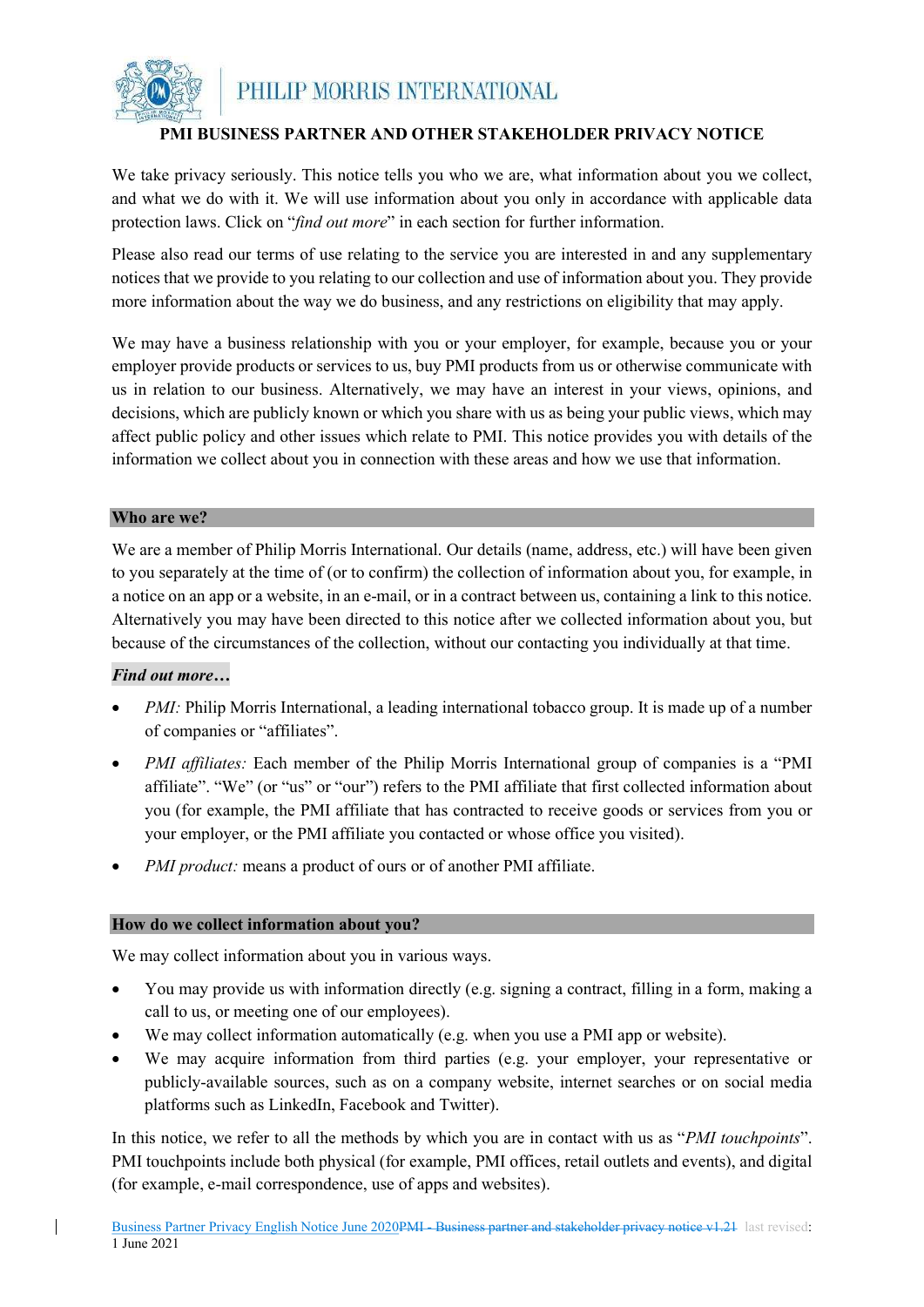# PMI BUSINESS PARTNER AND OTHER STAKEHOLDER PRIVACY NOTICE

We take privacy seriously. This notice tells you who we are, what information about you we collect, and what we do with it. We will use information about you only in accordance with applicable data protection laws. Click on "*find out more*" in each section for further information.

Please also read our terms of use relating to the service you are interested in and any supplementary notices that we provide to you relating to our collection and use of information about you. They provide more information about the way we do business, and any restrictions on eligibility that may apply.

We may have a business relationship with you or your employer, for example, because you or your employer provide products or services to us, buy PMI products from us or otherwise communicate with us in relation to our business. Alternatively, we may have an interest in your views, opinions, and decisions, which are publicly known or which you share with us as being your public views, which may affect public policy and other issues which relate to PMI. This notice provides you with details of the information we collect about you in connection with these areas and how we use that information.

## Who are we?

We are a member of Philip Morris International. Our details (name, address, etc.) will have been given to you separately at the time of (or to confirm) the collection of information about you, for example, in a notice on an app or a website, in an e-mail, or in a contract between us, containing a link to this notice. Alternatively you may have been directed to this notice after we collected information about you, but because of the circumstances of the collection, without our contacting you individually at that time.

***Find out more…***

- *PMI:* Philip Morris International, a leading international tobacco group. It is made up of a number of companies or "affiliates".
- *PMI affiliates:* Each member of the Philip Morris International group of companies is a "PMI affiliate". "We" (or "us" or "our") refers to the PMI affiliate that first collected information about you (for example, the PMI affiliate that has contracted to receive goods or services from you or your employer, or the PMI affiliate you contacted or whose office you visited).
- *PMI product:* means a product of ours or of another PMI affiliate.

## How do we collect information about you?

We may collect information about you in various ways.

- You may provide us with information directly (e.g. signing a contract, filling in a form, making a call to us, or meeting one of our employees).
- We may collect information automatically (e.g. when you use a PMI app or website).
- We may acquire information from third parties (e.g. your employer, your representative or publicly-available sources, such as on a company website, internet searches or on social media platforms such as LinkedIn, Facebook and Twitter).

In this notice, we refer to all the methods by which you are in contact with us as "*PMI touchpoints*". PMI touchpoints include both physical (for example, PMI offices, retail outlets and events), and digital (for example, e-mail correspondence, use of apps and websites).

Business Partner Privacy English Notice June 2020~~PMI - Business partner and stakeholder privacy notice v1.21~~ last revised: 1 June 2021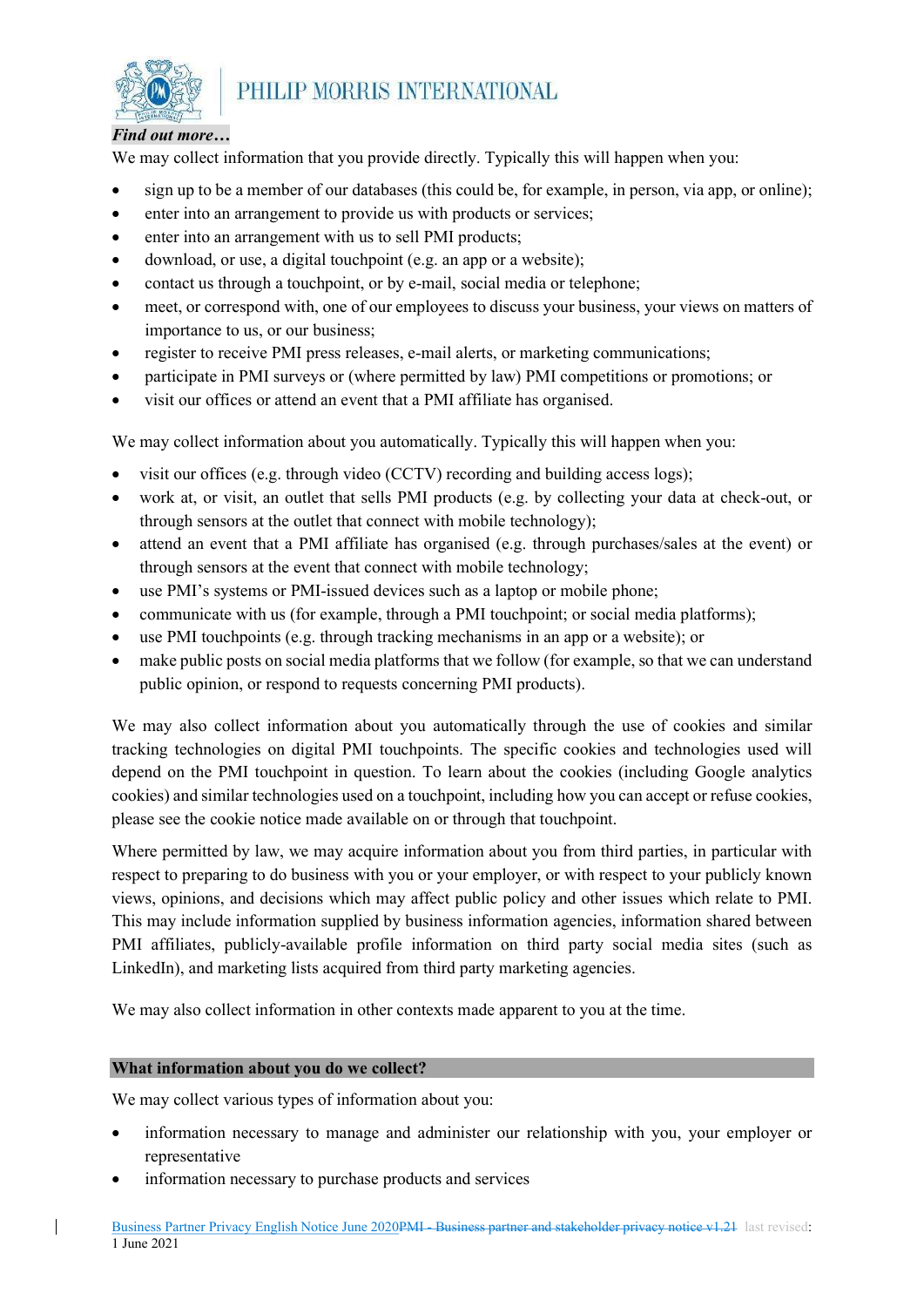***Find out more…***

We may collect information that you provide directly. Typically this will happen when you:

- sign up to be a member of our databases (this could be, for example, in person, via app, or online);
- enter into an arrangement to provide us with products or services;
- enter into an arrangement with us to sell PMI products;
- download, or use, a digital touchpoint (e.g. an app or a website);
- contact us through a touchpoint, or by e-mail, social media or telephone;
- meet, or correspond with, one of our employees to discuss your business, your views on matters of importance to us, or our business;
- register to receive PMI press releases, e-mail alerts, or marketing communications;
- participate in PMI surveys or (where permitted by law) PMI competitions or promotions; or
- visit our offices or attend an event that a PMI affiliate has organised.

We may collect information about you automatically. Typically this will happen when you:

- visit our offices (e.g. through video (CCTV) recording and building access logs);
- work at, or visit, an outlet that sells PMI products (e.g. by collecting your data at check-out, or through sensors at the outlet that connect with mobile technology);
- attend an event that a PMI affiliate has organised (e.g. through purchases/sales at the event) or through sensors at the event that connect with mobile technology;
- use PMI's systems or PMI-issued devices such as a laptop or mobile phone;
- communicate with us (for example, through a PMI touchpoint; or social media platforms);
- use PMI touchpoints (e.g. through tracking mechanisms in an app or a website); or
- make public posts on social media platforms that we follow (for example, so that we can understand public opinion, or respond to requests concerning PMI products).

We may also collect information about you automatically through the use of cookies and similar tracking technologies on digital PMI touchpoints. The specific cookies and technologies used will depend on the PMI touchpoint in question. To learn about the cookies (including Google analytics cookies) and similar technologies used on a touchpoint, including how you can accept or refuse cookies, please see the cookie notice made available on or through that touchpoint.

Where permitted by law, we may acquire information about you from third parties, in particular with respect to preparing to do business with you or your employer, or with respect to your publicly known views, opinions, and decisions which may affect public policy and other issues which relate to PMI. This may include information supplied by business information agencies, information shared between PMI affiliates, publicly-available profile information on third party social media sites (such as LinkedIn), and marketing lists acquired from third party marketing agencies.

We may also collect information in other contexts made apparent to you at the time.

## What information about you do we collect?

We may collect various types of information about you:

- information necessary to manage and administer our relationship with you, your employer or representative
- information necessary to purchase products and services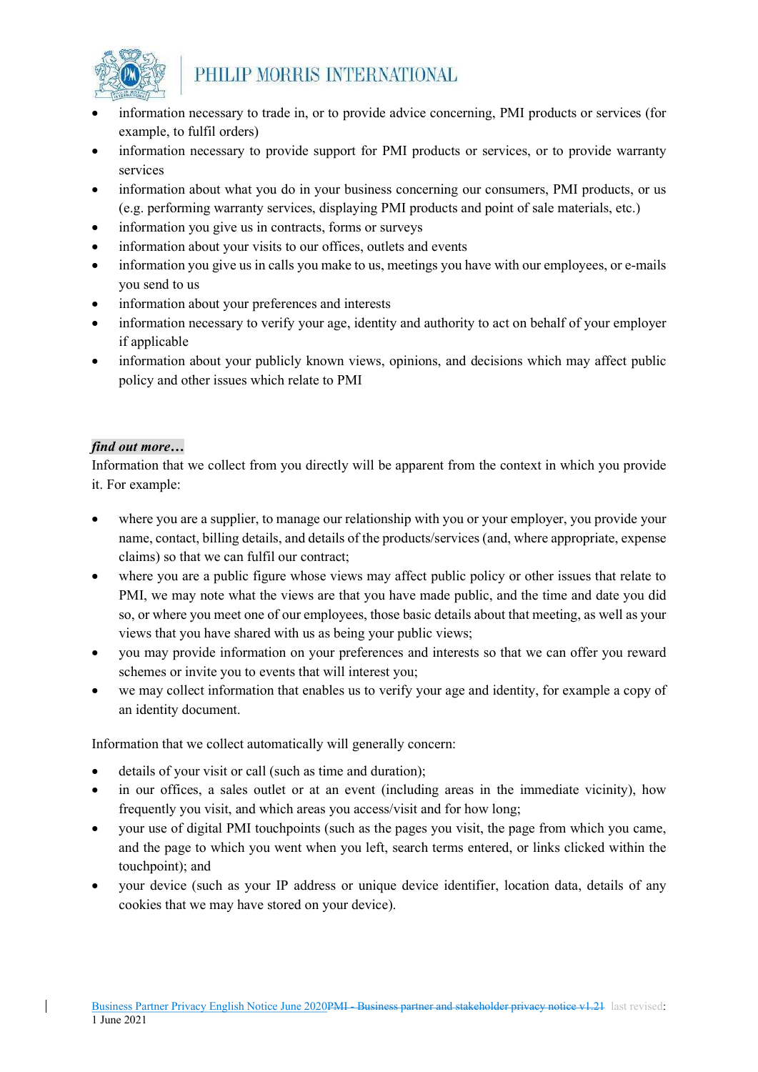- information necessary to trade in, or to provide advice concerning, PMI products or services (for example, to fulfil orders)
- information necessary to provide support for PMI products or services, or to provide warranty services
- information about what you do in your business concerning our consumers, PMI products, or us (e.g. performing warranty services, displaying PMI products and point of sale materials, etc.)
- information you give us in contracts, forms or surveys
- information about your visits to our offices, outlets and events
- information you give us in calls you make to us, meetings you have with our employees, or e-mails you send to us
- information about your preferences and interests
- information necessary to verify your age, identity and authority to act on behalf of your employer if applicable
- information about your publicly known views, opinions, and decisions which may affect public policy and other issues which relate to PMI

***find out more…***

Information that we collect from you directly will be apparent from the context in which you provide it. For example:

- where you are a supplier, to manage our relationship with you or your employer, you provide your name, contact, billing details, and details of the products/services (and, where appropriate, expense claims) so that we can fulfil our contract;
- where you are a public figure whose views may affect public policy or other issues that relate to PMI, we may note what the views are that you have made public, and the time and date you did so, or where you meet one of our employees, those basic details about that meeting, as well as your views that you have shared with us as being your public views;
- you may provide information on your preferences and interests so that we can offer you reward schemes or invite you to events that will interest you;
- we may collect information that enables us to verify your age and identity, for example a copy of an identity document.

Information that we collect automatically will generally concern:

- details of your visit or call (such as time and duration);
- in our offices, a sales outlet or at an event (including areas in the immediate vicinity), how frequently you visit, and which areas you access/visit and for how long;
- your use of digital PMI touchpoints (such as the pages you visit, the page from which you came, and the page to which you went when you left, search terms entered, or links clicked within the touchpoint); and
- your device (such as your IP address or unique device identifier, location data, details of any cookies that we may have stored on your device).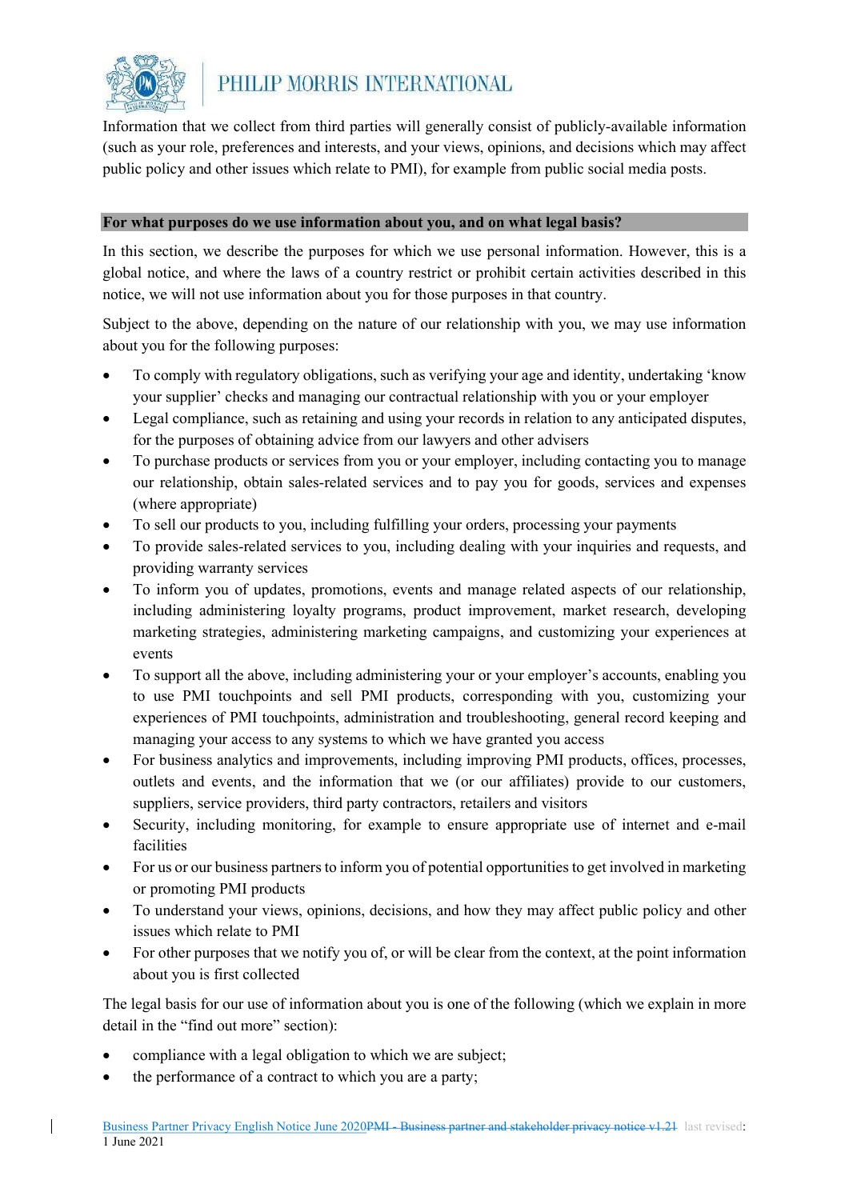Information that we collect from third parties will generally consist of publicly-available information (such as your role, preferences and interests, and your views, opinions, and decisions which may affect public policy and other issues which relate to PMI), for example from public social media posts.

## For what purposes do we use information about you, and on what legal basis?

In this section, we describe the purposes for which we use personal information. However, this is a global notice, and where the laws of a country restrict or prohibit certain activities described in this notice, we will not use information about you for those purposes in that country.

Subject to the above, depending on the nature of our relationship with you, we may use information about you for the following purposes:

- To comply with regulatory obligations, such as verifying your age and identity, undertaking 'know your supplier' checks and managing our contractual relationship with you or your employer
- Legal compliance, such as retaining and using your records in relation to any anticipated disputes, for the purposes of obtaining advice from our lawyers and other advisers
- To purchase products or services from you or your employer, including contacting you to manage our relationship, obtain sales-related services and to pay you for goods, services and expenses (where appropriate)
- To sell our products to you, including fulfilling your orders, processing your payments
- To provide sales-related services to you, including dealing with your inquiries and requests, and providing warranty services
- To inform you of updates, promotions, events and manage related aspects of our relationship, including administering loyalty programs, product improvement, market research, developing marketing strategies, administering marketing campaigns, and customizing your experiences at events
- To support all the above, including administering your or your employer's accounts, enabling you to use PMI touchpoints and sell PMI products, corresponding with you, customizing your experiences of PMI touchpoints, administration and troubleshooting, general record keeping and managing your access to any systems to which we have granted you access
- For business analytics and improvements, including improving PMI products, offices, processes, outlets and events, and the information that we (or our affiliates) provide to our customers, suppliers, service providers, third party contractors, retailers and visitors
- Security, including monitoring, for example to ensure appropriate use of internet and e-mail facilities
- For us or our business partners to inform you of potential opportunities to get involved in marketing or promoting PMI products
- To understand your views, opinions, decisions, and how they may affect public policy and other issues which relate to PMI
- For other purposes that we notify you of, or will be clear from the context, at the point information about you is first collected

The legal basis for our use of information about you is one of the following (which we explain in more detail in the "find out more" section):

- compliance with a legal obligation to which we are subject;
- the performance of a contract to which you are a party;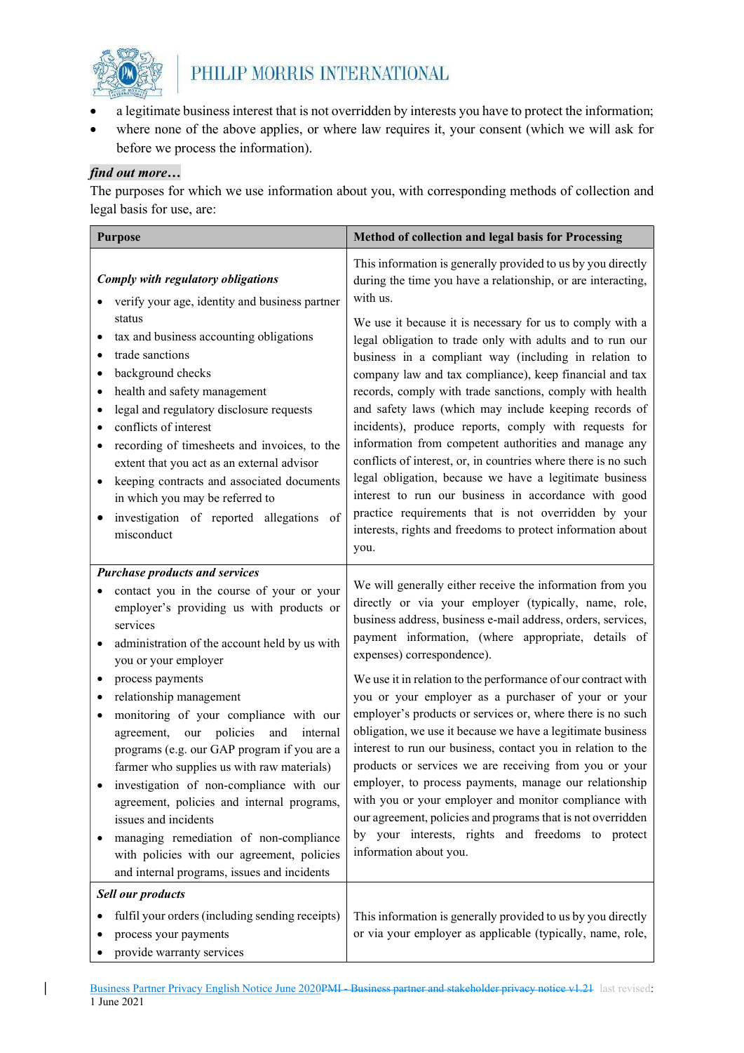- a legitimate business interest that is not overridden by interests you have to protect the information;
- where none of the above applies, or where law requires it, your consent (which we will ask for before we process the information).

***find out more…***

The purposes for which we use information about you, with corresponding methods of collection and legal basis for use, are:

| Purpose | Method of collection and legal basis for Processing |
|---|---|
| ***Comply with regulatory obligations*** <br>• verify your age, identity and business partner status <br>• tax and business accounting obligations <br>• trade sanctions <br>• background checks <br>• health and safety management <br>• legal and regulatory disclosure requests <br>• conflicts of interest <br>• recording of timesheets and invoices, to the extent that you act as an external advisor <br>• keeping contracts and associated documents in which you may be referred to <br>• investigation of reported allegations of misconduct | This information is generally provided to us by you directly during the time you have a relationship, or are interacting, with us. <br><br>We use it because it is necessary for us to comply with a legal obligation to trade only with adults and to run our business in a compliant way (including in relation to company law and tax compliance), keep financial and tax records, comply with trade sanctions, comply with health and safety laws (which may include keeping records of incidents), produce reports, comply with requests for information from competent authorities and manage any conflicts of interest, or, in countries where there is no such legal obligation, because we have a legitimate business interest to run our business in accordance with good practice requirements that is not overridden by your interests, rights and freedoms to protect information about you. |
| ***Purchase products and services*** <br>• contact you in the course of your or your employer's providing us with products or services <br>• administration of the account held by us with you or your employer <br>• process payments <br>• relationship management <br>• monitoring of your compliance with our agreement, our policies and internal programs (e.g. our GAP program if you are a farmer who supplies us with raw materials) <br>• investigation of non-compliance with our agreement, policies and internal programs, issues and incidents <br>• managing remediation of non-compliance with policies with our agreement, policies and internal programs, issues and incidents | We will generally either receive the information from you directly or via your employer (typically, name, role, business address, business e-mail address, orders, services, payment information, (where appropriate, details of expenses) correspondence). <br><br>We use it in relation to the performance of our contract with you or your employer as a purchaser of your or your employer's products or services or, where there is no such obligation, we use it because we have a legitimate business interest to run our business, contact you in relation to the products or services we are receiving from you or your employer, to process payments, manage our relationship with you or your employer and monitor compliance with our agreement, policies and programs that is not overridden by your interests, rights and freedoms to protect information about you. |
| ***Sell our products*** <br>• fulfil your orders (including sending receipts) <br>• process your payments <br>• provide warranty services | This information is generally provided to us by you directly or via your employer as applicable (typically, name, role, |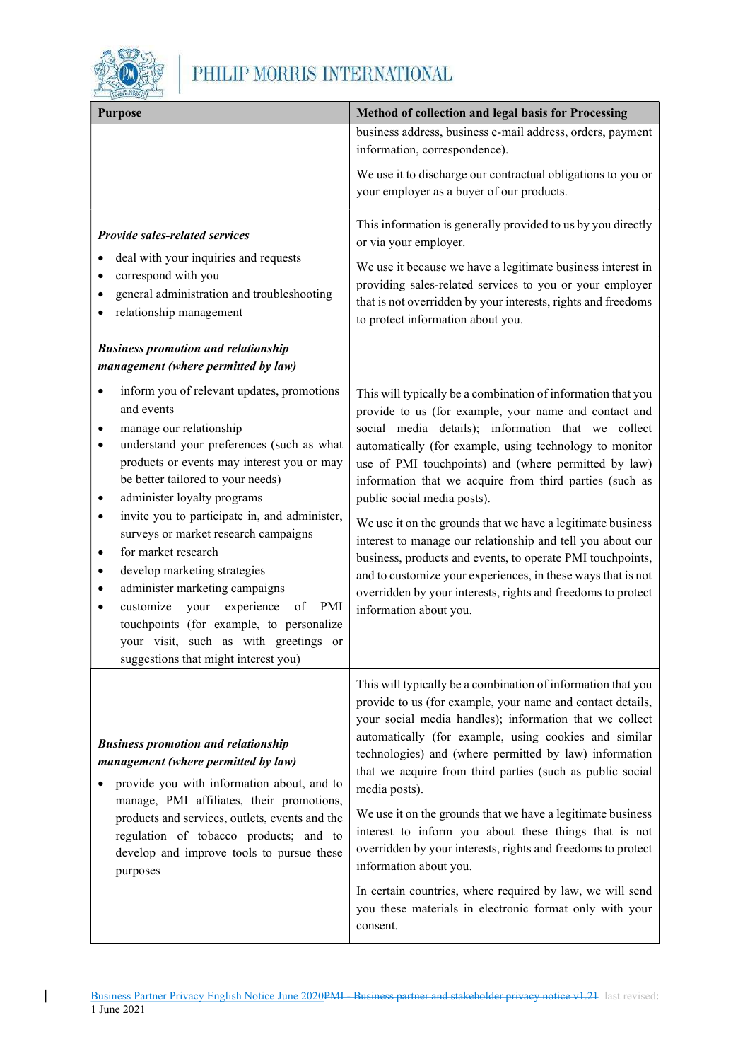| Purpose | Method of collection and legal basis for Processing |
|---|---|
| | business address, business e-mail address, orders, payment information, correspondence).<br><br>We use it to discharge our contractual obligations to you or your employer as a buyer of our products. |
| ***Provide sales-related services***<br>• deal with your inquiries and requests<br>• correspond with you<br>• general administration and troubleshooting<br>• relationship management | This information is generally provided to us by you directly or via your employer.<br><br>We use it because we have a legitimate business interest in providing sales-related services to you or your employer that is not overridden by your interests, rights and freedoms to protect information about you. |
| ***Business promotion and relationship management (where permitted by law)***<br>• inform you of relevant updates, promotions and events<br>• manage our relationship<br>• understand your preferences (such as what products or events may interest you or may be better tailored to your needs)<br>• administer loyalty programs<br>• invite you to participate in, and administer, surveys or market research campaigns<br>• for market research<br>• develop marketing strategies<br>• administer marketing campaigns<br>• customize your experience of PMI touchpoints (for example, to personalize your visit, such as with greetings or suggestions that might interest you) | This will typically be a combination of information that you provide to us (for example, your name and contact and social media details); information that we collect automatically (for example, using technology to monitor use of PMI touchpoints) and (where permitted by law) information that we acquire from third parties (such as public social media posts).<br><br>We use it on the grounds that we have a legitimate business interest to manage our relationship and tell you about our business, products and events, to operate PMI touchpoints, and to customize your experiences, in these ways that is not overridden by your interests, rights and freedoms to protect information about you. |
| ***Business promotion and relationship management (where permitted by law)***<br>• provide you with information about, and to manage, PMI affiliates, their promotions, products and services, outlets, events and the regulation of tobacco products; and to develop and improve tools to pursue these purposes | This will typically be a combination of information that you provide to us (for example, your name and contact details, your social media handles); information that we collect automatically (for example, using cookies and similar technologies) and (where permitted by law) information that we acquire from third parties (such as public social media posts).<br><br>We use it on the grounds that we have a legitimate business interest to inform you about these things that is not overridden by your interests, rights and freedoms to protect information about you.<br><br>In certain countries, where required by law, we will send you these materials in electronic format only with your consent. |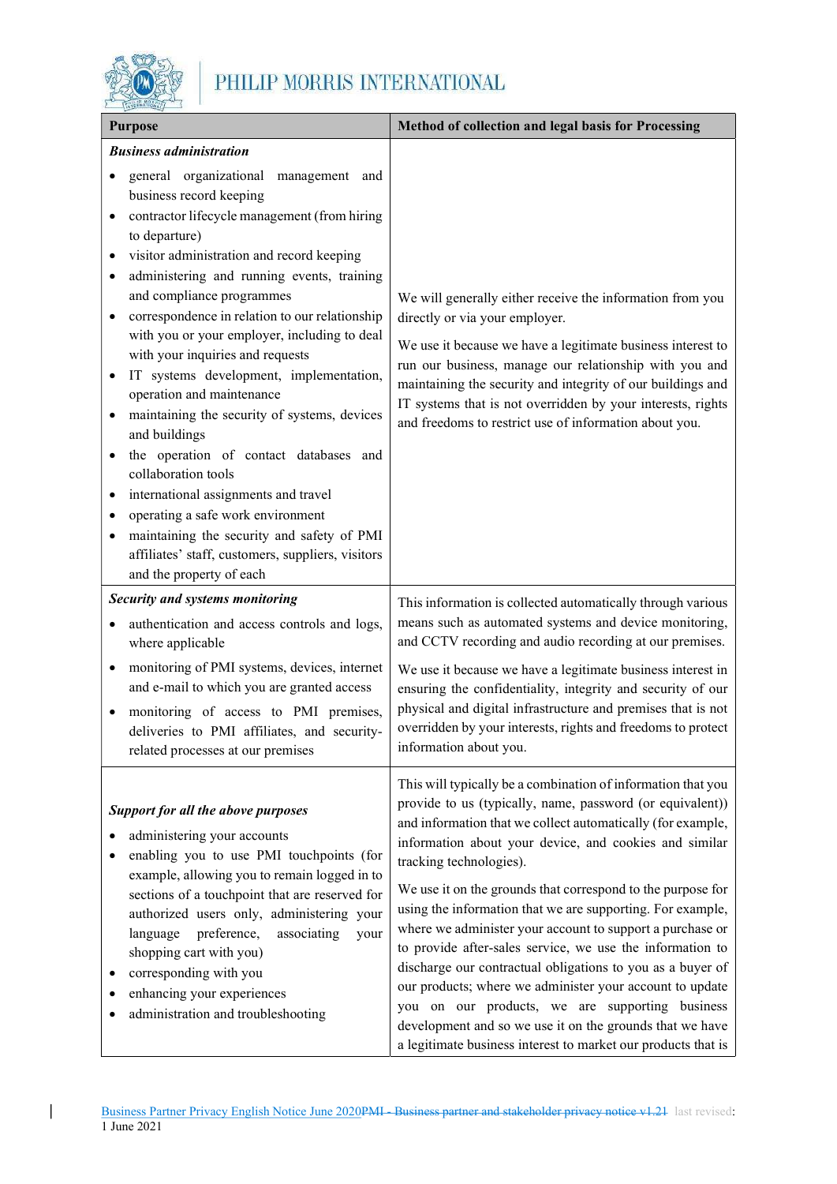| Purpose | Method of collection and legal basis for Processing |
|---|---|
| ***Business administration***<br>• general organizational management and business record keeping<br>• contractor lifecycle management (from hiring to departure)<br>• visitor administration and record keeping<br>• administering and running events, training and compliance programmes<br>• correspondence in relation to our relationship with you or your employer, including to deal with your inquiries and requests<br>• IT systems development, implementation, operation and maintenance<br>• maintaining the security of systems, devices and buildings<br>• the operation of contact databases and collaboration tools<br>• international assignments and travel<br>• operating a safe work environment<br>• maintaining the security and safety of PMI affiliates' staff, customers, suppliers, visitors and the property of each | We will generally either receive the information from you directly or via your employer.<br><br>We use it because we have a legitimate business interest to run our business, manage our relationship with you and maintaining the security and integrity of our buildings and IT systems that is not overridden by your interests, rights and freedoms to restrict use of information about you. |
| ***Security and systems monitoring***<br>• authentication and access controls and logs, where applicable<br>• monitoring of PMI systems, devices, internet and e-mail to which you are granted access<br>• monitoring of access to PMI premises, deliveries to PMI affiliates, and security-related processes at our premises | This information is collected automatically through various means such as automated systems and device monitoring, and CCTV recording and audio recording at our premises.<br><br>We use it because we have a legitimate business interest in ensuring the confidentiality, integrity and security of our physical and digital infrastructure and premises that is not overridden by your interests, rights and freedoms to protect information about you. |
| ***Support for all the above purposes***<br>• administering your accounts<br>• enabling you to use PMI touchpoints (for example, allowing you to remain logged in to sections of a touchpoint that are reserved for authorized users only, administering your language preference, associating your shopping cart with you)<br>• corresponding with you<br>• enhancing your experiences<br>• administration and troubleshooting | This will typically be a combination of information that you provide to us (typically, name, password (or equivalent)) and information that we collect automatically (for example, information about your device, and cookies and similar tracking technologies).<br><br>We use it on the grounds that correspond to the purpose for using the information that we are supporting. For example, where we administer your account to support a purchase or to provide after-sales service, we use the information to discharge our contractual obligations to you as a buyer of our products; where we administer your account to update you on our products, we are supporting business development and so we use it on the grounds that we have a legitimate business interest to market our products that is |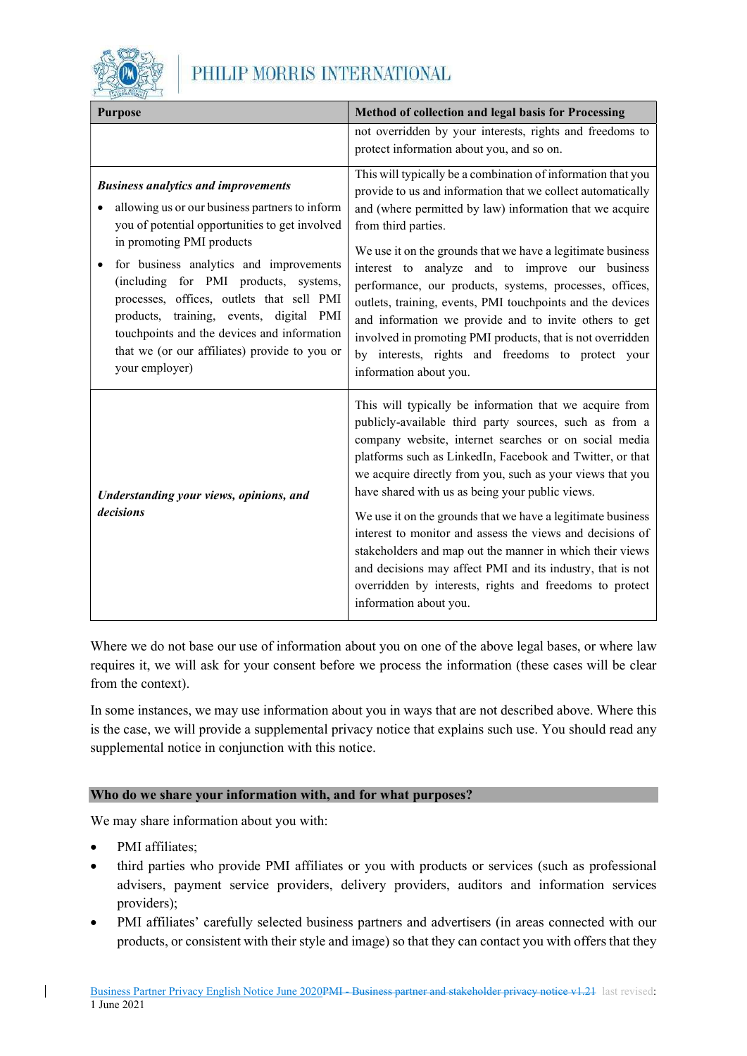| Purpose | Method of collection and legal basis for Processing |
|---|---|
| | not overridden by your interests, rights and freedoms to protect information about you, and so on. |
| ***Business analytics and improvements*** <br>• allowing us or our business partners to inform you of potential opportunities to get involved in promoting PMI products <br>• for business analytics and improvements (including for PMI products, systems, processes, offices, outlets that sell PMI products, training, events, digital PMI touchpoints and the devices and information that we (or our affiliates) provide to you or your employer) | This will typically be a combination of information that you provide to us and information that we collect automatically and (where permitted by law) information that we acquire from third parties. <br><br>We use it on the grounds that we have a legitimate business interest to analyze and to improve our business performance, our products, systems, processes, offices, outlets, training, events, PMI touchpoints and the devices and information we provide and to invite others to get involved in promoting PMI products, that is not overridden by interests, rights and freedoms to protect your information about you. |
| ***Understanding your views, opinions, and decisions*** | This will typically be information that we acquire from publicly-available third party sources, such as from a company website, internet searches or on social media platforms such as LinkedIn, Facebook and Twitter, or that we acquire directly from you, such as your views that you have shared with us as being your public views. <br><br>We use it on the grounds that we have a legitimate business interest to monitor and assess the views and decisions of stakeholders and map out the manner in which their views and decisions may affect PMI and its industry, that is not overridden by interests, rights and freedoms to protect information about you. |

Where we do not base our use of information about you on one of the above legal bases, or where law requires it, we will ask for your consent before we process the information (these cases will be clear from the context).

In some instances, we may use information about you in ways that are not described above. Where this is the case, we will provide a supplemental privacy notice that explains such use. You should read any supplemental notice in conjunction with this notice.

## Who do we share your information with, and for what purposes?

We may share information about you with:

- PMI affiliates;
- third parties who provide PMI affiliates or you with products or services (such as professional advisers, payment service providers, delivery providers, auditors and information services providers);
- PMI affiliates' carefully selected business partners and advertisers (in areas connected with our products, or consistent with their style and image) so that they can contact you with offers that they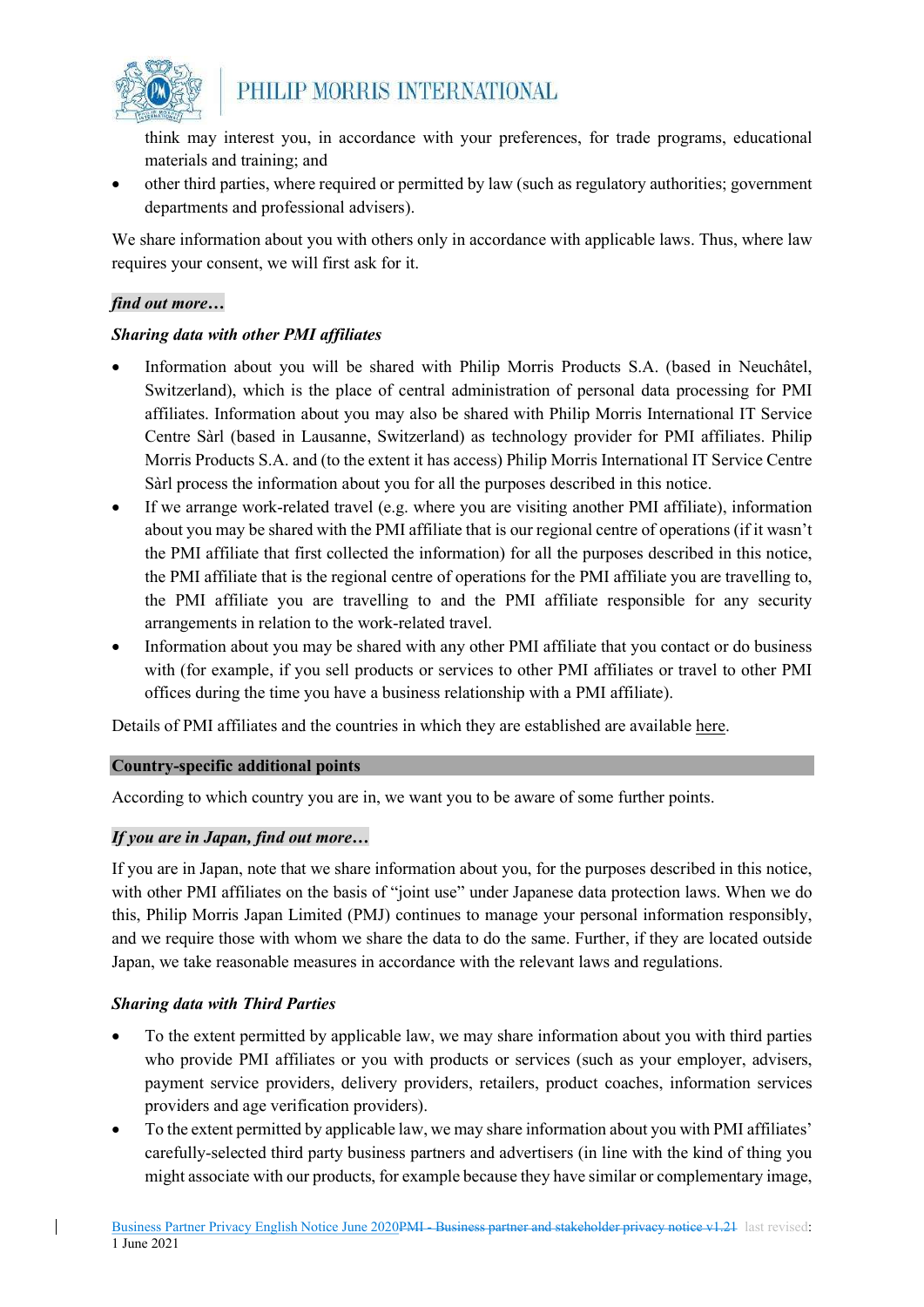think may interest you, in accordance with your preferences, for trade programs, educational materials and training; and

- other third parties, where required or permitted by law (such as regulatory authorities; government departments and professional advisers).

We share information about you with others only in accordance with applicable laws. Thus, where law requires your consent, we will first ask for it.

***find out more…***

***Sharing data with other PMI affiliates***

- Information about you will be shared with Philip Morris Products S.A. (based in Neuchâtel, Switzerland), which is the place of central administration of personal data processing for PMI affiliates. Information about you may also be shared with Philip Morris International IT Service Centre Sàrl (based in Lausanne, Switzerland) as technology provider for PMI affiliates. Philip Morris Products S.A. and (to the extent it has access) Philip Morris International IT Service Centre Sàrl process the information about you for all the purposes described in this notice.
- If we arrange work-related travel (e.g. where you are visiting another PMI affiliate), information about you may be shared with the PMI affiliate that is our regional centre of operations (if it wasn't the PMI affiliate that first collected the information) for all the purposes described in this notice, the PMI affiliate that is the regional centre of operations for the PMI affiliate you are travelling to, the PMI affiliate you are travelling to and the PMI affiliate responsible for any security arrangements in relation to the work-related travel.
- Information about you may be shared with any other PMI affiliate that you contact or do business with (for example, if you sell products or services to other PMI affiliates or travel to other PMI offices during the time you have a business relationship with a PMI affiliate).

Details of PMI affiliates and the countries in which they are established are available here.

## Country-specific additional points

According to which country you are in, we want you to be aware of some further points.

***If you are in Japan, find out more…***

If you are in Japan, note that we share information about you, for the purposes described in this notice, with other PMI affiliates on the basis of "joint use" under Japanese data protection laws. When we do this, Philip Morris Japan Limited (PMJ) continues to manage your personal information responsibly, and we require those with whom we share the data to do the same. Further, if they are located outside Japan, we take reasonable measures in accordance with the relevant laws and regulations.

***Sharing data with Third Parties***

- To the extent permitted by applicable law, we may share information about you with third parties who provide PMI affiliates or you with products or services (such as your employer, advisers, payment service providers, delivery providers, retailers, product coaches, information services providers and age verification providers).
- To the extent permitted by applicable law, we may share information about you with PMI affiliates' carefully-selected third party business partners and advertisers (in line with the kind of thing you might associate with our products, for example because they have similar or complementary image,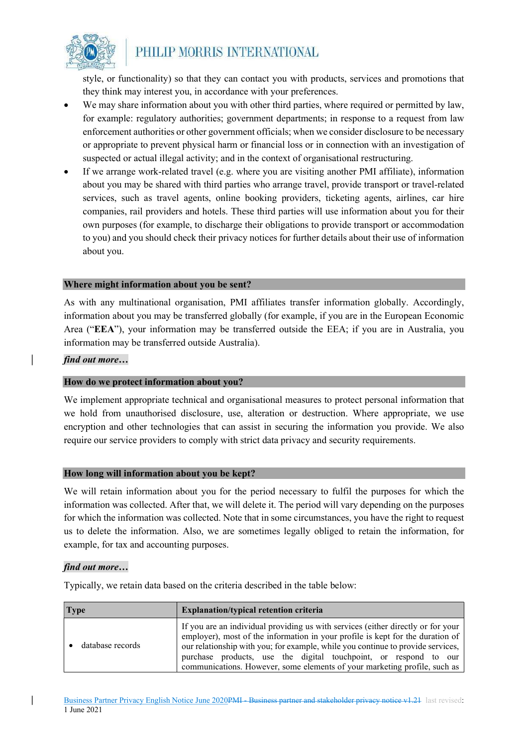style, or functionality) so that they can contact you with products, services and promotions that they think may interest you, in accordance with your preferences.

- We may share information about you with other third parties, where required or permitted by law, for example: regulatory authorities; government departments; in response to a request from law enforcement authorities or other government officials; when we consider disclosure to be necessary or appropriate to prevent physical harm or financial loss or in connection with an investigation of suspected or actual illegal activity; and in the context of organisational restructuring.
- If we arrange work-related travel (e.g. where you are visiting another PMI affiliate), information about you may be shared with third parties who arrange travel, provide transport or travel-related services, such as travel agents, online booking providers, ticketing agents, airlines, car hire companies, rail providers and hotels. These third parties will use information about you for their own purposes (for example, to discharge their obligations to provide transport or accommodation to you) and you should check their privacy notices for further details about their use of information about you.

## Where might information about you be sent?

As with any multinational organisation, PMI affiliates transfer information globally. Accordingly, information about you may be transferred globally (for example, if you are in the European Economic Area ("**EEA**"), your information may be transferred outside the EEA; if you are in Australia, you information may be transferred outside Australia).

***find out more…***

## How do we protect information about you?

We implement appropriate technical and organisational measures to protect personal information that we hold from unauthorised disclosure, use, alteration or destruction. Where appropriate, we use encryption and other technologies that can assist in securing the information you provide. We also require our service providers to comply with strict data privacy and security requirements.

## How long will information about you be kept?

We will retain information about you for the period necessary to fulfil the purposes for which the information was collected. After that, we will delete it. The period will vary depending on the purposes for which the information was collected. Note that in some circumstances, you have the right to request us to delete the information. Also, we are sometimes legally obliged to retain the information, for example, for tax and accounting purposes.

***find out more…***

Typically, we retain data based on the criteria described in the table below:

| Type | Explanation/typical retention criteria |
| --- | --- |
| • database records | If you are an individual providing us with services (either directly or for your employer), most of the information in your profile is kept for the duration of our relationship with you; for example, while you continue to provide services, purchase products, use the digital touchpoint, or respond to our communications. However, some elements of your marketing profile, such as |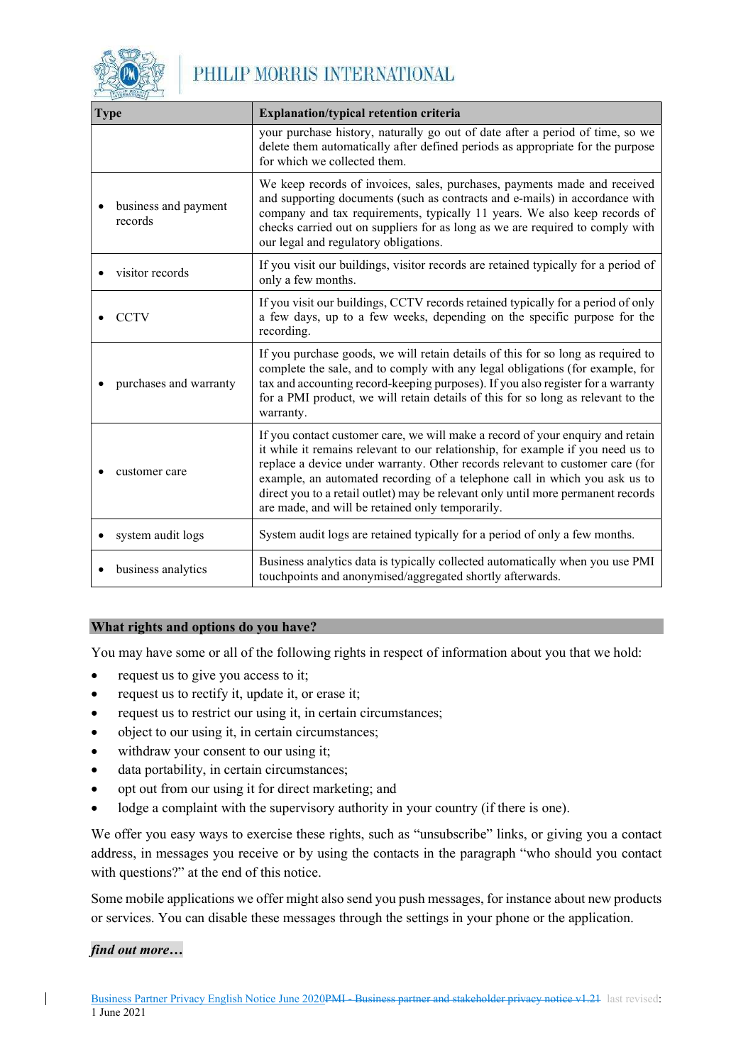| Type | Explanation/typical retention criteria |
|---|---|
| | your purchase history, naturally go out of date after a period of time, so we delete them automatically after defined periods as appropriate for the purpose for which we collected them. |
| • business and payment records | We keep records of invoices, sales, purchases, payments made and received and supporting documents (such as contracts and e-mails) in accordance with company and tax requirements, typically 11 years. We also keep records of checks carried out on suppliers for as long as we are required to comply with our legal and regulatory obligations. |
| • visitor records | If you visit our buildings, visitor records are retained typically for a period of only a few months. |
| • CCTV | If you visit our buildings, CCTV records retained typically for a period of only a few days, up to a few weeks, depending on the specific purpose for the recording. |
| • purchases and warranty | If you purchase goods, we will retain details of this for so long as required to complete the sale, and to comply with any legal obligations (for example, for tax and accounting record-keeping purposes). If you also register for a warranty for a PMI product, we will retain details of this for so long as relevant to the warranty. |
| • customer care | If you contact customer care, we will make a record of your enquiry and retain it while it remains relevant to our relationship, for example if you need us to replace a device under warranty. Other records relevant to customer care (for example, an automated recording of a telephone call in which you ask us to direct you to a retail outlet) may be relevant only until more permanent records are made, and will be retained only temporarily. |
| • system audit logs | System audit logs are retained typically for a period of only a few months. |
| • business analytics | Business analytics data is typically collected automatically when you use PMI touchpoints and anonymised/aggregated shortly afterwards. |

## What rights and options do you have?

You may have some or all of the following rights in respect of information about you that we hold:

- request us to give you access to it;
- request us to rectify it, update it, or erase it;
- request us to restrict our using it, in certain circumstances;
- object to our using it, in certain circumstances;
- withdraw your consent to our using it;
- data portability, in certain circumstances;
- opt out from our using it for direct marketing; and
- lodge a complaint with the supervisory authority in your country (if there is one).

We offer you easy ways to exercise these rights, such as "unsubscribe" links, or giving you a contact address, in messages you receive or by using the contacts in the paragraph "who should you contact with questions?" at the end of this notice.

Some mobile applications we offer might also send you push messages, for instance about new products or services. You can disable these messages through the settings in your phone or the application.

***find out more…***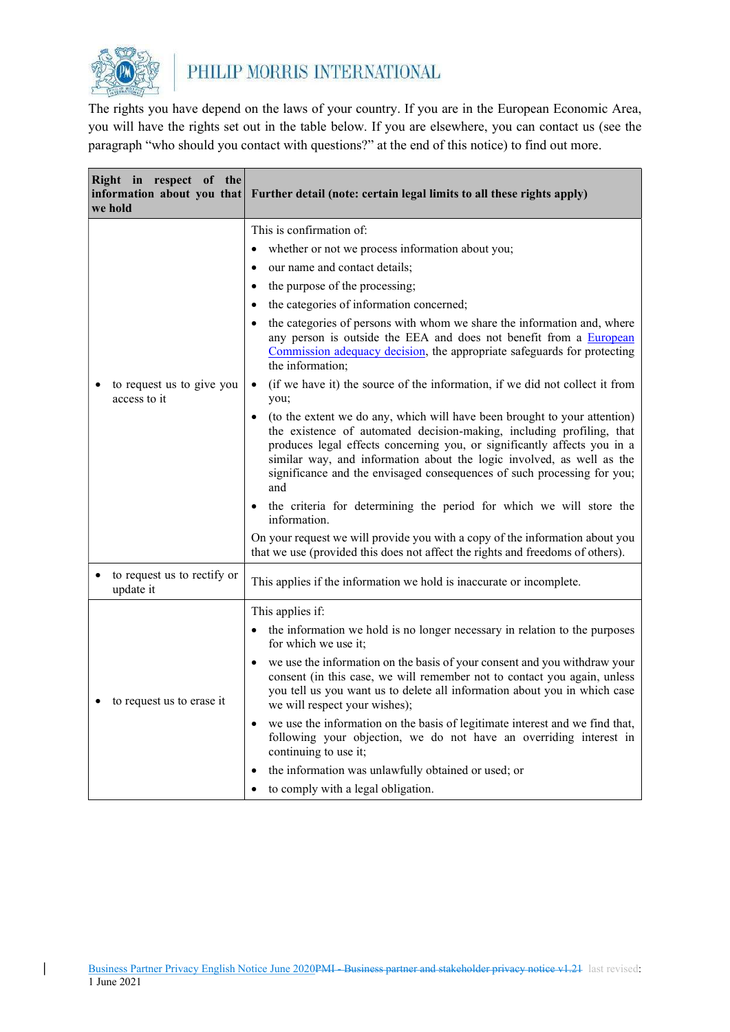The rights you have depend on the laws of your country. If you are in the European Economic Area, you will have the rights set out in the table below. If you are elsewhere, you can contact us (see the paragraph "who should you contact with questions?" at the end of this notice) to find out more.

| **Right in respect of the information about you that we hold** | **Further detail (note: certain legal limits to all these rights apply)** |
|---|---|
| • to request us to give you access to it | This is confirmation of:<br>• whether or not we process information about you;<br>• our name and contact details;<br>• the purpose of the processing;<br>• the categories of information concerned;<br>• the categories of persons with whom we share the information and, where any person is outside the EEA and does not benefit from a European Commission adequacy decision, the appropriate safeguards for protecting the information;<br>• (if we have it) the source of the information, if we did not collect it from you;<br>• (to the extent we do any, which will have been brought to your attention) the existence of automated decision-making, including profiling, that produces legal effects concerning you, or significantly affects you in a similar way, and information about the logic involved, as well as the significance and the envisaged consequences of such processing for you; and<br>• the criteria for determining the period for which we will store the information.<br>On your request we will provide you with a copy of the information about you that we use (provided this does not affect the rights and freedoms of others). |
| • to request us to rectify or update it | This applies if the information we hold is inaccurate or incomplete. |
| • to request us to erase it | This applies if:<br>• the information we hold is no longer necessary in relation to the purposes for which we use it;<br>• we use the information on the basis of your consent and you withdraw your consent (in this case, we will remember not to contact you again, unless you tell us you want us to delete all information about you in which case we will respect your wishes);<br>• we use the information on the basis of legitimate interest and we find that, following your objection, we do not have an overriding interest in continuing to use it;<br>• the information was unlawfully obtained or used; or<br>• to comply with a legal obligation. |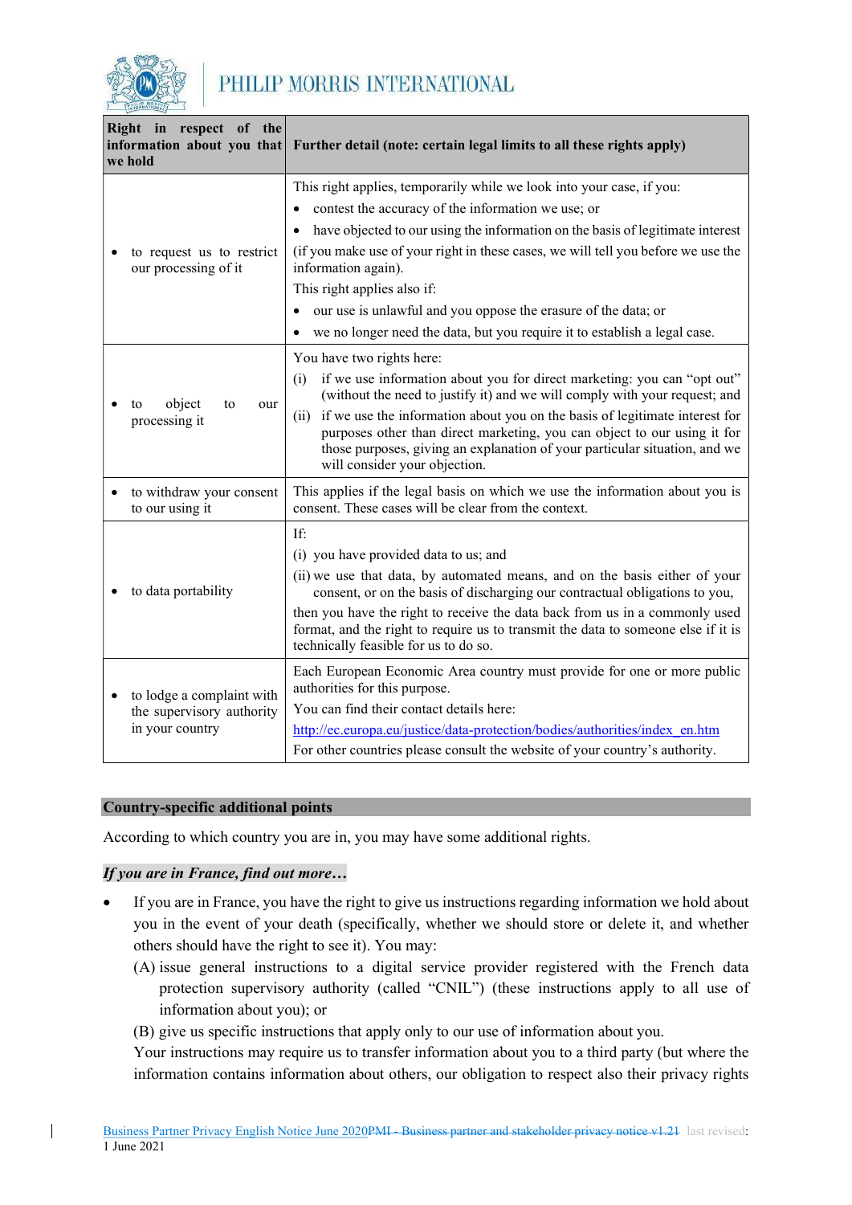| Right in respect of the information about you that we hold | Further detail (note: certain legal limits to all these rights apply) |
|---|---|
| • to request us to restrict our processing of it | This right applies, temporarily while we look into your case, if you:<br>• contest the accuracy of the information we use; or<br>• have objected to our using the information on the basis of legitimate interest<br>(if you make use of your right in these cases, we will tell you before we use the information again).<br>This right applies also if:<br>• our use is unlawful and you oppose the erasure of the data; or<br>• we no longer need the data, but you require it to establish a legal case. |
| • to object to our processing it | You have two rights here:<br>(i) if we use information about you for direct marketing: you can "opt out" (without the need to justify it) and we will comply with your request; and<br>(ii) if we use the information about you on the basis of legitimate interest for purposes other than direct marketing, you can object to our using it for those purposes, giving an explanation of your particular situation, and we will consider your objection. |
| • to withdraw your consent to our using it | This applies if the legal basis on which we use the information about you is consent. These cases will be clear from the context. |
| • to data portability | If:<br>(i) you have provided data to us; and<br>(ii) we use that data, by automated means, and on the basis either of your consent, or on the basis of discharging our contractual obligations to you,<br>then you have the right to receive the data back from us in a commonly used format, and the right to require us to transmit the data to someone else if it is technically feasible for us to do so. |
| • to lodge a complaint with the supervisory authority in your country | Each European Economic Area country must provide for one or more public authorities for this purpose.<br>You can find their contact details here:<br>http://ec.europa.eu/justice/data-protection/bodies/authorities/index_en.htm<br>For other countries please consult the website of your country's authority. |

## Country-specific additional points

According to which country you are in, you may have some additional rights.

### *If you are in France, find out more…*

- If you are in France, you have the right to give us instructions regarding information we hold about you in the event of your death (specifically, whether we should store or delete it, and whether others should have the right to see it). You may:
  - (A) issue general instructions to a digital service provider registered with the French data protection supervisory authority (called "CNIL") (these instructions apply to all use of information about you); or
  - (B) give us specific instructions that apply only to our use of information about you.

  Your instructions may require us to transfer information about you to a third party (but where the information contains information about others, our obligation to respect also their privacy rights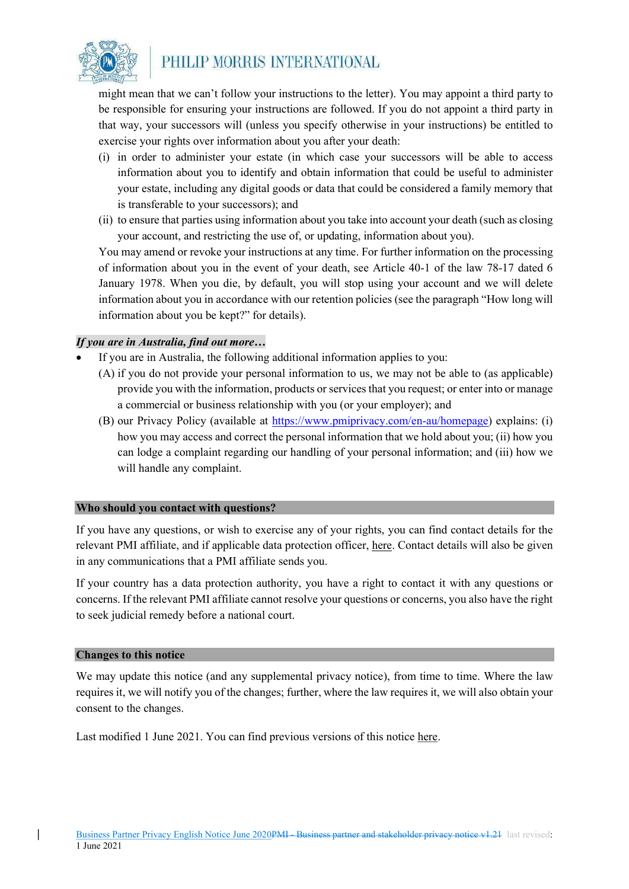might mean that we can't follow your instructions to the letter). You may appoint a third party to be responsible for ensuring your instructions are followed. If you do not appoint a third party in that way, your successors will (unless you specify otherwise in your instructions) be entitled to exercise your rights over information about you after your death:

(i) in order to administer your estate (in which case your successors will be able to access information about you to identify and obtain information that could be useful to administer your estate, including any digital goods or data that could be considered a family memory that is transferable to your successors); and

(ii) to ensure that parties using information about you take into account your death (such as closing your account, and restricting the use of, or updating, information about you).

You may amend or revoke your instructions at any time. For further information on the processing of information about you in the event of your death, see Article 40-1 of the law 78-17 dated 6 January 1978. When you die, by default, you will stop using your account and we will delete information about you in accordance with our retention policies (see the paragraph "How long will information about you be kept?" for details).

***If you are in Australia, find out more…***

- If you are in Australia, the following additional information applies to you:
  (A) if you do not provide your personal information to us, we may not be able to (as applicable) provide you with the information, products or services that you request; or enter into or manage a commercial or business relationship with you (or your employer); and
  (B) our Privacy Policy (available at https://www.pmiprivacy.com/en-au/homepage) explains: (i) how you may access and correct the personal information that we hold about you; (ii) how you can lodge a complaint regarding our handling of your personal information; and (iii) how we will handle any complaint.

## Who should you contact with questions?

If you have any questions, or wish to exercise any of your rights, you can find contact details for the relevant PMI affiliate, and if applicable data protection officer, here. Contact details will also be given in any communications that a PMI affiliate sends you.

If your country has a data protection authority, you have a right to contact it with any questions or concerns. If the relevant PMI affiliate cannot resolve your questions or concerns, you also have the right to seek judicial remedy before a national court.

## Changes to this notice

We may update this notice (and any supplemental privacy notice), from time to time. Where the law requires it, we will notify you of the changes; further, where the law requires it, we will also obtain your consent to the changes.

Last modified 1 June 2021. You can find previous versions of this notice here.